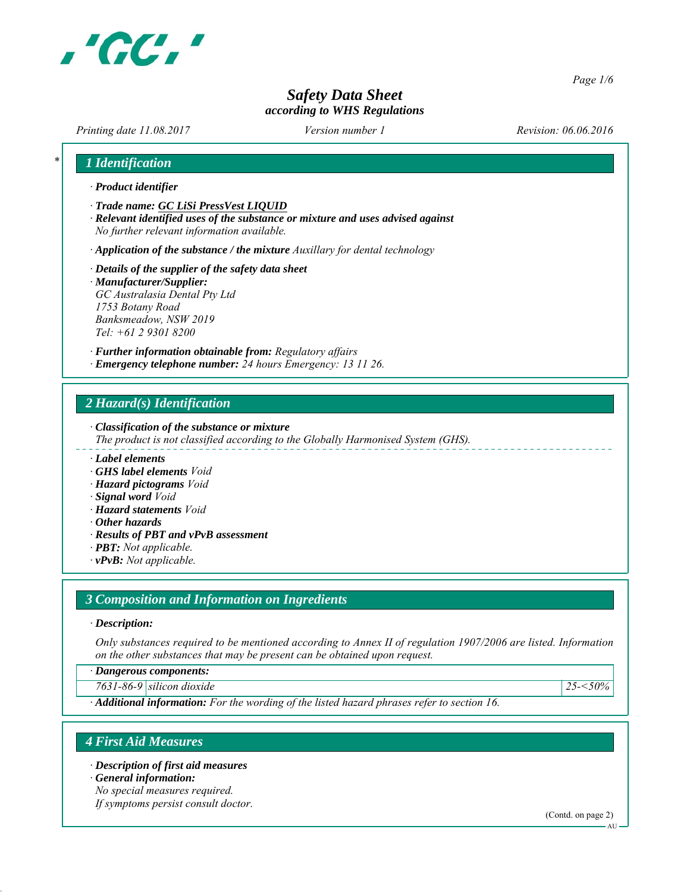# Safety Data Sheet
*according to WHS Regulations*

*Printing date 11.08.2017* *Version number 1* *Revision: 06.06.2016*

## 1 Identification

· **Product identifier**

· **Trade name: GC LiSi PressVest LIQUID**

· **Relevant identified uses of the substance or mixture and uses advised against**
No further relevant information available.

· **Application of the substance / the mixture** Auxillary for dental technology

· **Details of the supplier of the safety data sheet**

· **Manufacturer/Supplier:**
GC Australasia Dental Pty Ltd
1753 Botany Road
Banksmeadow, NSW 2019
Tel: +61 2 9301 8200

· **Further information obtainable from:** Regulatory affairs

· **Emergency telephone number:** 24 hours Emergency: 13 11 26.

## 2 Hazard(s) Identification

· **Classification of the substance or mixture**
The product is not classified according to the Globally Harmonised System (GHS).

· **Label elements**
· **GHS label elements** Void
· **Hazard pictograms** Void
· **Signal word** Void
· **Hazard statements** Void
· **Other hazards**
· **Results of PBT and vPvB assessment**
· **PBT:** Not applicable.
· **vPvB:** Not applicable.

## 3 Composition and Information on Ingredients

· **Description:**

Only substances required to be mentioned according to Annex II of regulation 1907/2006 are listed. Information on the other substances that may be present can be obtained upon request.

| · **Dangerous components:** | | |
|---|---|---|
| 7631-86-9 | silicon dioxide | 25-<50% |

· **Additional information:** For the wording of the listed hazard phrases refer to section 16.

## 4 First Aid Measures

· **Description of first aid measures**
· **General information:**
No special measures required.
If symptoms persist consult doctor.

(Contd. on page 2)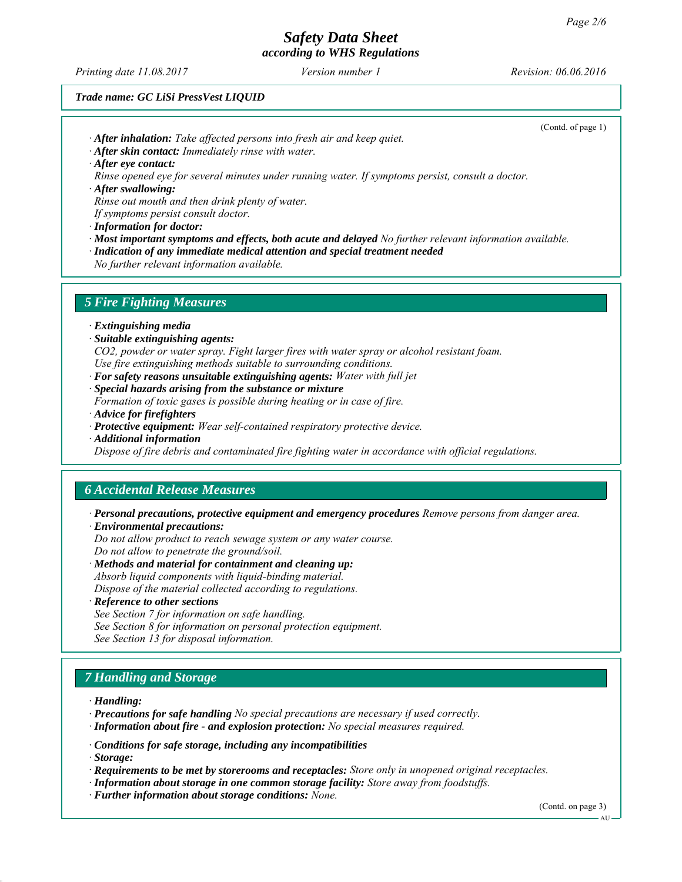**Trade name: GC LiSi PressVest LIQUID**

(Contd. of page 1)

· **After inhalation:** Take affected persons into fresh air and keep quiet.
· **After skin contact:** Immediately rinse with water.
· **After eye contact:**
Rinse opened eye for several minutes under running water. If symptoms persist, consult a doctor.
· **After swallowing:**
Rinse out mouth and then drink plenty of water.
If symptoms persist consult doctor.
· **Information for doctor:**
· **Most important symptoms and effects, both acute and delayed** No further relevant information available.
· **Indication of any immediate medical attention and special treatment needed**
No further relevant information available.

## 5 Fire Fighting Measures

· **Extinguishing media**
· **Suitable extinguishing agents:**
$CO_2$, powder or water spray. Fight larger fires with water spray or alcohol resistant foam.
Use fire extinguishing methods suitable to surrounding conditions.
· **For safety reasons unsuitable extinguishing agents:** Water with full jet
· **Special hazards arising from the substance or mixture**
Formation of toxic gases is possible during heating or in case of fire.
· **Advice for firefighters**
· **Protective equipment:** Wear self-contained respiratory protective device.
· **Additional information**
Dispose of fire debris and contaminated fire fighting water in accordance with official regulations.

## 6 Accidental Release Measures

· **Personal precautions, protective equipment and emergency procedures** Remove persons from danger area.
· **Environmental precautions:**
Do not allow product to reach sewage system or any water course.
Do not allow to penetrate the ground/soil.
· **Methods and material for containment and cleaning up:**
Absorb liquid components with liquid-binding material.
Dispose of the material collected according to regulations.
· **Reference to other sections**
See Section 7 for information on safe handling.
See Section 8 for information on personal protection equipment.
See Section 13 for disposal information.

## 7 Handling and Storage

· **Handling:**
· **Precautions for safe handling** No special precautions are necessary if used correctly.
· **Information about fire - and explosion protection:** No special measures required.

· **Conditions for safe storage, including any incompatibilities**
· **Storage:**
· **Requirements to be met by storerooms and receptacles:** Store only in unopened original receptacles.
· **Information about storage in one common storage facility:** Store away from foodstuffs.
· **Further information about storage conditions:** None.

(Contd. on page 3)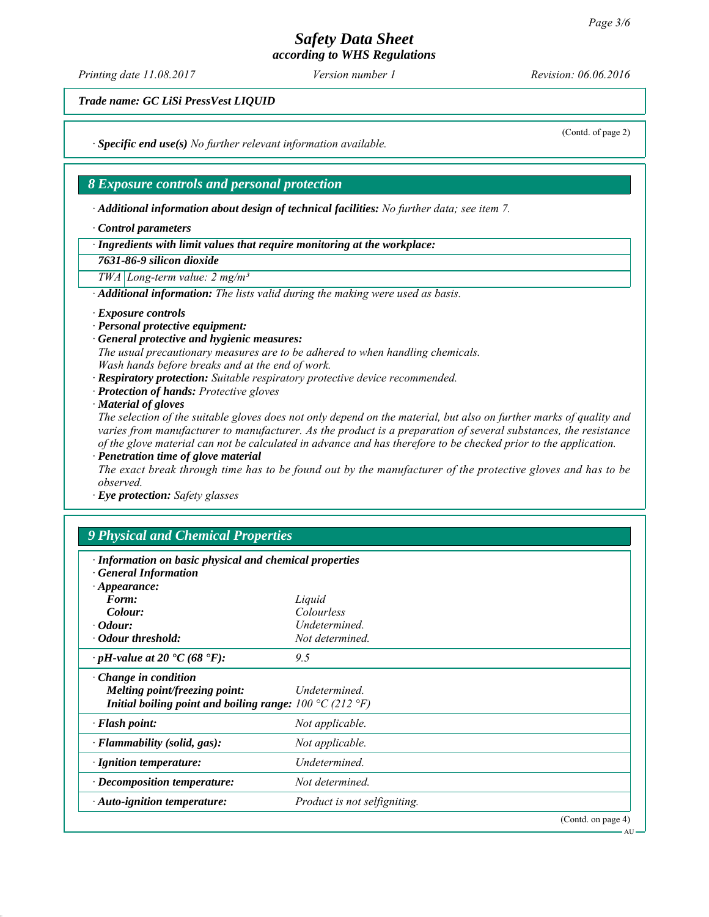*Trade name: GC LiSi PressVest LIQUID*

(Contd. of page 2)

· **Specific end use(s)** *No further relevant information available.*

## 8 Exposure controls and personal protection

· **Additional information about design of technical facilities:** *No further data; see item 7.*

· **Control parameters**

· **Ingredients with limit values that require monitoring at the workplace:**

| **7631-86-9 silicon dioxide** | |
|---|---|
| TWA | Long-term value: 2 mg/m³ |

· **Additional information:** *The lists valid during the making were used as basis.*

· **Exposure controls**
· **Personal protective equipment:**
· **General protective and hygienic measures:**
*The usual precautionary measures are to be adhered to when handling chemicals.*
*Wash hands before breaks and at the end of work.*
· **Respiratory protection:** *Suitable respiratory protective device recommended.*
· **Protection of hands:** *Protective gloves*
· **Material of gloves**
*The selection of the suitable gloves does not only depend on the material, but also on further marks of quality and varies from manufacturer to manufacturer. As the product is a preparation of several substances, the resistance of the glove material can not be calculated in advance and has therefore to be checked prior to the application.*
· **Penetration time of glove material**
*The exact break through time has to be found out by the manufacturer of the protective gloves and has to be observed.*
· **Eye protection:** *Safety glasses*

## 9 Physical and Chemical Properties

| · **Information on basic physical and chemical properties** | |
|---|---|
| · **General Information** | |
| · **Appearance:** | |
| **Form:** | Liquid |
| **Colour:** | Colourless |
| · **Odour:** | Undetermined. |
| · **Odour threshold:** | Not determined. |
| · **pH-value at 20 °C (68 °F):** | 9.5 |
| · **Change in condition** | |
| **Melting point/freezing point:** | Undetermined. |
| **Initial boiling point and boiling range:** | 100 °C (212 °F) |
| · **Flash point:** | Not applicable. |
| · **Flammability (solid, gas):** | Not applicable. |
| · **Ignition temperature:** | Undetermined. |
| · **Decomposition temperature:** | Not determined. |
| · **Auto-ignition temperature:** | Product is not selfigniting. |

(Contd. on page 4)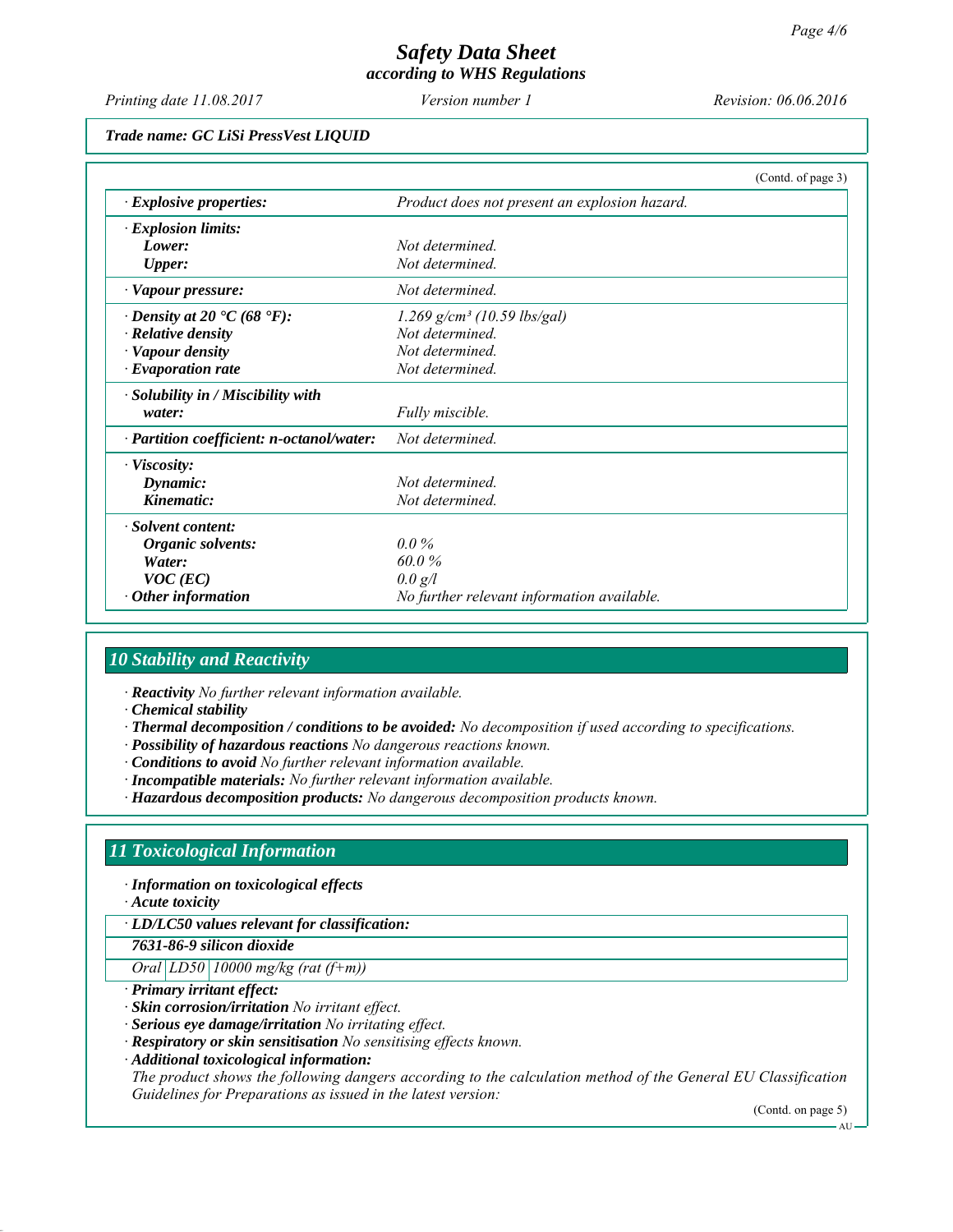*Trade name: GC LiSi PressVest LIQUID*

(Contd. of page 3)

| | |
|---|---|
| · **Explosive properties:** | *Product does not present an explosion hazard.* |
| · **Explosion limits:** | |
| **Lower:** | *Not determined.* |
| **Upper:** | *Not determined.* |
| · **Vapour pressure:** | *Not determined.* |
| · **Density at 20 °C (68 °F):** | *1.269 g/cm³ (10.59 lbs/gal)* |
| · **Relative density** | *Not determined.* |
| · **Vapour density** | *Not determined.* |
| · **Evaporation rate** | *Not determined.* |
| · **Solubility in / Miscibility with water:** | *Fully miscible.* |
| · **Partition coefficient: n-octanol/water:** | *Not determined.* |
| · **Viscosity:** | |
| **Dynamic:** | *Not determined.* |
| **Kinematic:** | *Not determined.* |
| · **Solvent content:** | |
| **Organic solvents:** | *0.0 %* |
| **Water:** | *60.0 %* |
| **VOC (EC)** | *0.0 g/l* |
| · **Other information** | *No further relevant information available.* |

## 10 Stability and Reactivity

· **Reactivity** *No further relevant information available.*
· **Chemical stability**
· **Thermal decomposition / conditions to be avoided:** *No decomposition if used according to specifications.*
· **Possibility of hazardous reactions** *No dangerous reactions known.*
· **Conditions to avoid** *No further relevant information available.*
· **Incompatible materials:** *No further relevant information available.*
· **Hazardous decomposition products:** *No dangerous decomposition products known.*

## 11 Toxicological Information

· **Information on toxicological effects**
· **Acute toxicity**

| · **LD/LC50 values relevant for classification:** | | |
|---|---|---|
| **7631-86-9 silicon dioxide** | | |
| Oral | LD50 | 10000 mg/kg (rat (f+m)) |

· **Primary irritant effect:**
· **Skin corrosion/irritation** *No irritant effect.*
· **Serious eye damage/irritation** *No irritating effect.*
· **Respiratory or skin sensitisation** *No sensitising effects known.*
· **Additional toxicological information:**
*The product shows the following dangers according to the calculation method of the General EU Classification Guidelines for Preparations as issued in the latest version:*

(Contd. on page 5)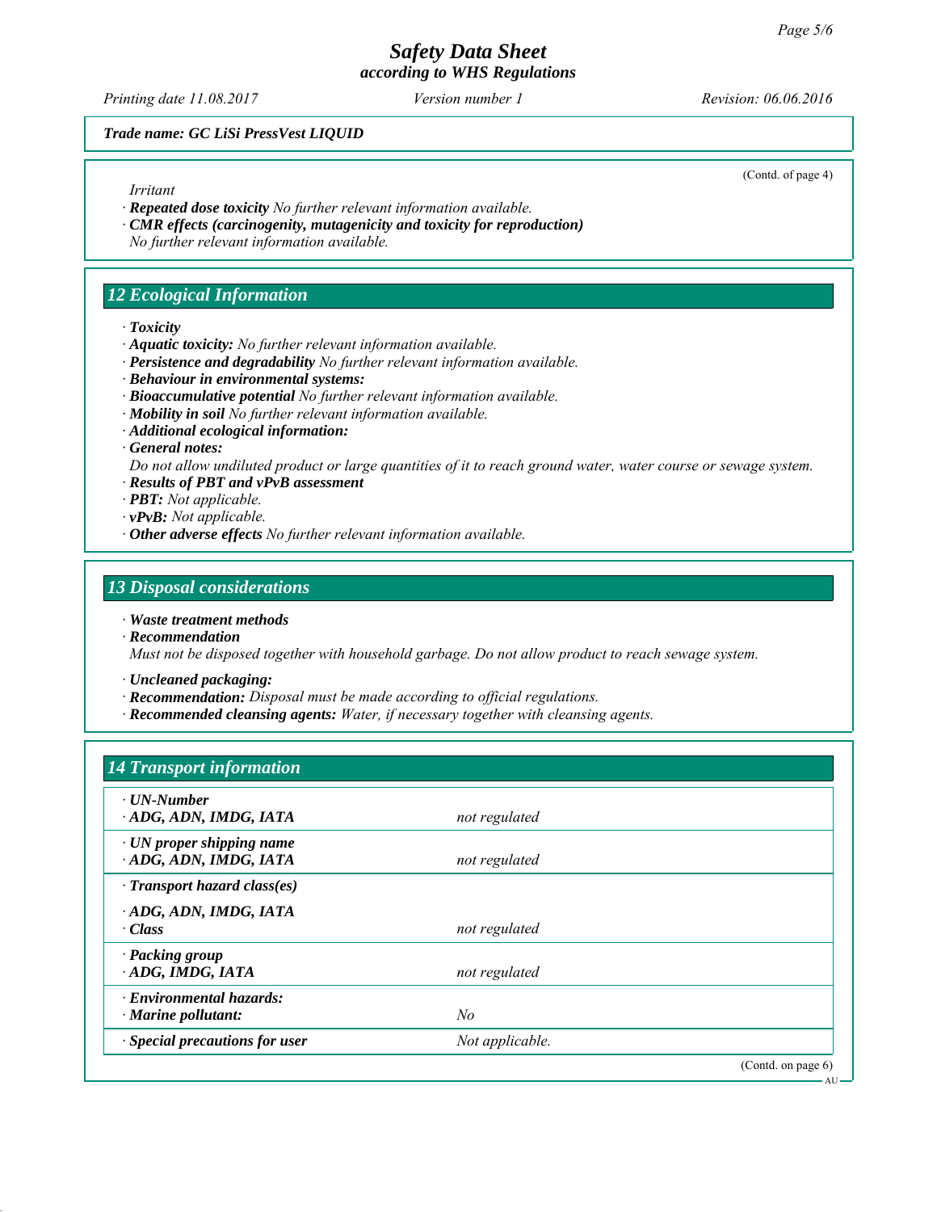*Trade name: GC LiSi PressVest LIQUID*

(Contd. of page 4)

*Irritant*

· **Repeated dose toxicity** *No further relevant information available.*
· **CMR effects (carcinogenity, mutagenicity and toxicity for reproduction)**
*No further relevant information available.*

## 12 Ecological Information

· **Toxicity**
· **Aquatic toxicity:** *No further relevant information available.*
· **Persistence and degradability** *No further relevant information available.*
· **Behaviour in environmental systems:**
· **Bioaccumulative potential** *No further relevant information available.*
· **Mobility in soil** *No further relevant information available.*
· **Additional ecological information:**
· **General notes:**
*Do not allow undiluted product or large quantities of it to reach ground water, water course or sewage system.*
· **Results of PBT and vPvB assessment**
· **PBT:** *Not applicable.*
· **vPvB:** *Not applicable.*
· **Other adverse effects** *No further relevant information available.*

## 13 Disposal considerations

· **Waste treatment methods**
· **Recommendation**
*Must not be disposed together with household garbage. Do not allow product to reach sewage system.*

· **Uncleaned packaging:**
· **Recommendation:** *Disposal must be made according to official regulations.*
· **Recommended cleansing agents:** *Water, if necessary together with cleansing agents.*

## 14 Transport information

| | |
|---|---|
| · **UN-Number**<br>· **ADG, ADN, IMDG, IATA** | *not regulated* |
| · **UN proper shipping name**<br>· **ADG, ADN, IMDG, IATA** | *not regulated* |
| · **Transport hazard class(es)** | |
| · **ADG, ADN, IMDG, IATA**<br>· **Class** | *not regulated* |
| · **Packing group**<br>· **ADG, IMDG, IATA** | *not regulated* |
| · **Environmental hazards:**<br>· **Marine pollutant:** | *No* |
| · **Special precautions for user** | *Not applicable.* |

(Contd. on page 6)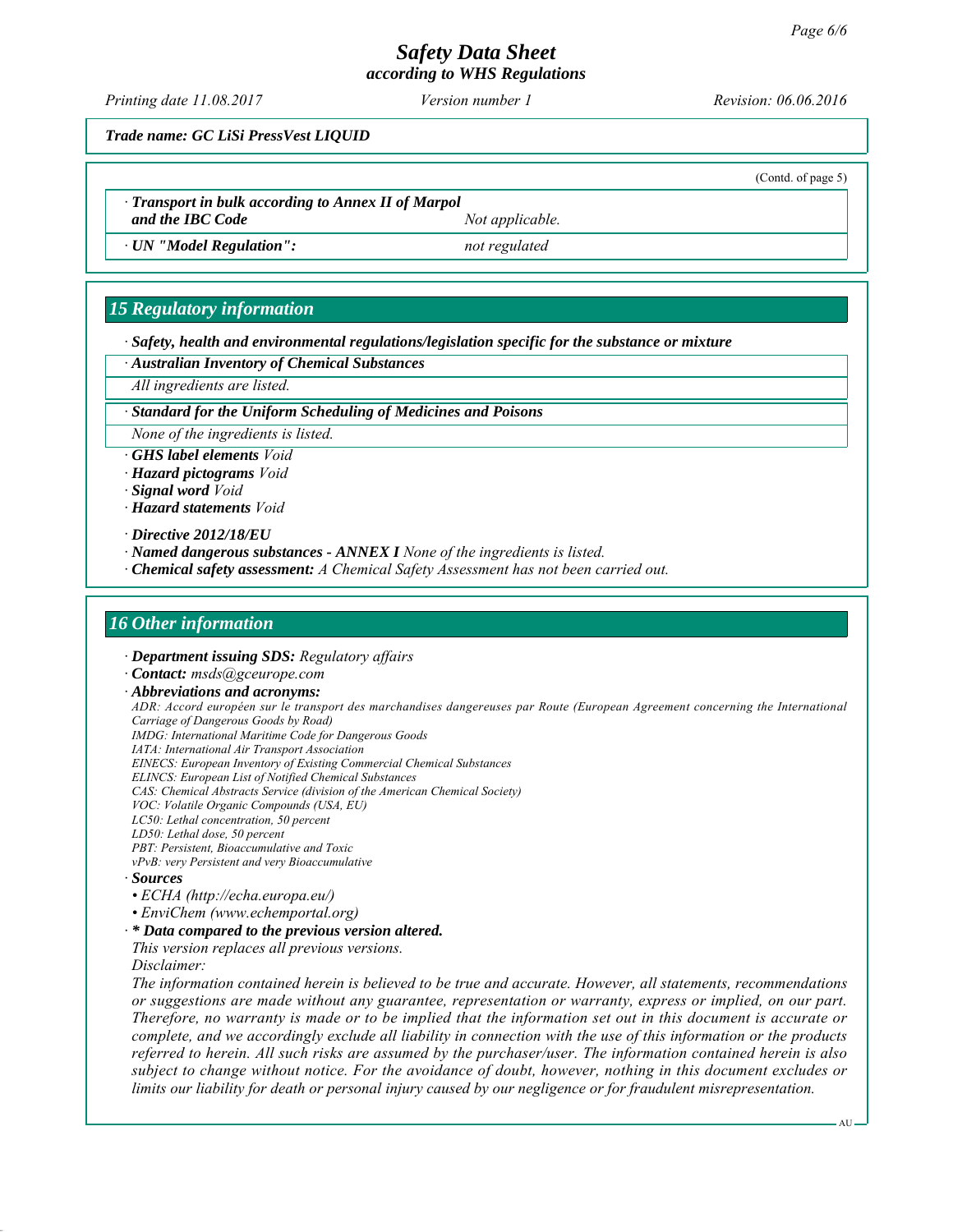Trade name: GC LiSi PressVest LIQUID

(Contd. of page 5)

| | |
|---|---|
| · **Transport in bulk according to Annex II of Marpol and the IBC Code** | *Not applicable.* |
| · **UN "Model Regulation":** | *not regulated* |

## 15 Regulatory information

· ***Safety, health and environmental regulations/legislation specific for the substance or mixture***

· ***Australian Inventory of Chemical Substances***

*All ingredients are listed.*

· ***Standard for the Uniform Scheduling of Medicines and Poisons***

*None of the ingredients is listed.*

· ***GHS label elements*** *Void*
· ***Hazard pictograms*** *Void*
· ***Signal word*** *Void*
· ***Hazard statements*** *Void*

· ***Directive 2012/18/EU***
· ***Named dangerous substances - ANNEX I*** *None of the ingredients is listed.*
· ***Chemical safety assessment:*** *A Chemical Safety Assessment has not been carried out.*

## 16 Other information

· ***Department issuing SDS:*** *Regulatory affairs*
· ***Contact:*** *msds@gceurope.com*
· ***Abbreviations and acronyms:***
*ADR: Accord européen sur le transport des marchandises dangereuses par Route (European Agreement concerning the International Carriage of Dangerous Goods by Road)*
*IMDG: International Maritime Code for Dangerous Goods*
*IATA: International Air Transport Association*
*EINECS: European Inventory of Existing Commercial Chemical Substances*
*ELINCS: European List of Notified Chemical Substances*
*CAS: Chemical Abstracts Service (division of the American Chemical Society)*
*VOC: Volatile Organic Compounds (USA, EU)*
*LC50: Lethal concentration, 50 percent*
*LD50: Lethal dose, 50 percent*
*PBT: Persistent, Bioaccumulative and Toxic*
*vPvB: very Persistent and very Bioaccumulative*
· ***Sources***
- *ECHA (http://echa.europa.eu/)*
- *EnviChem (www.echemportal.org)*

· ***\* Data compared to the previous version altered.***
*This version replaces all previous versions.*
*Disclaimer:*
*The information contained herein is believed to be true and accurate. However, all statements, recommendations or suggestions are made without any guarantee, representation or warranty, express or implied, on our part. Therefore, no warranty is made or to be implied that the information set out in this document is accurate or complete, and we accordingly exclude all liability in connection with the use of this information or the products referred to herein. All such risks are assumed by the purchaser/user. The information contained herein is also subject to change without notice. For the avoidance of doubt, however, nothing in this document excludes or limits our liability for death or personal injury caused by our negligence or for fraudulent misrepresentation.*